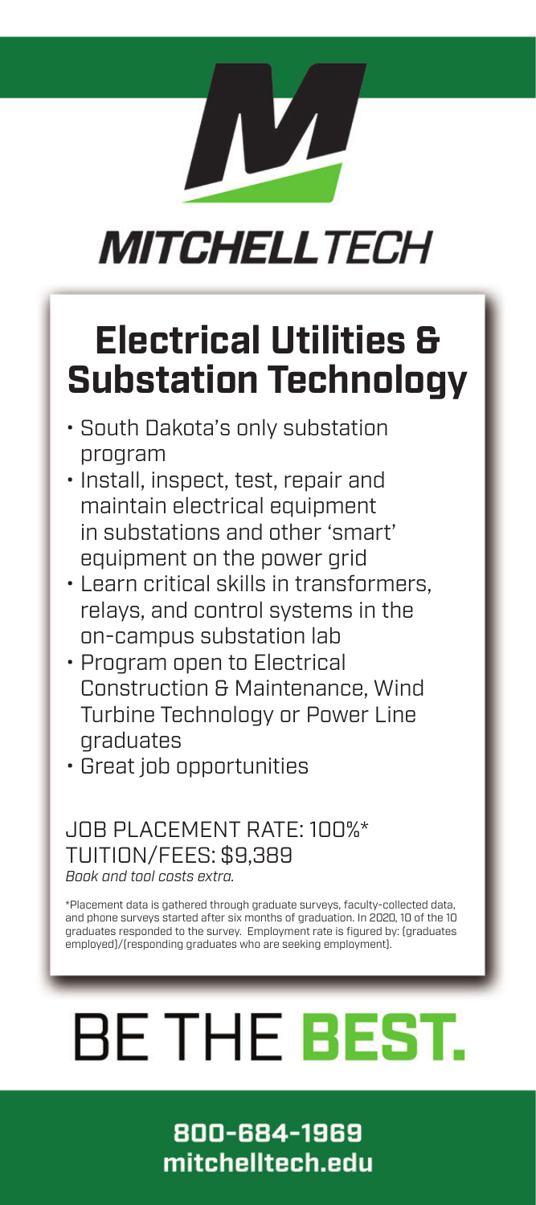MITCHELLTECH

# Electrical Utilities & Substation Technology

- South Dakota's only substation program
- Install, inspect, test, repair and maintain electrical equipment in substations and other 'smart' equipment on the power grid
- Learn critical skills in transformers, relays, and control systems in the on-campus substation lab
- Program open to Electrical Construction & Maintenance, Wind Turbine Technology or Power Line graduates
- Great job opportunities

JOB PLACEMENT RATE: 100%*
TUITION/FEES: $9,389
*Book and tool costs extra.*

*Placement data is gathered through graduate surveys, faculty-collected data, and phone surveys started after six months of graduation. In 2020, 10 of the 10 graduates responded to the survey. Employment rate is figured by: (graduates employed)/(responding graduates who are seeking employment).

# BE THE **BEST.**

**800-684-1969**
**mitchelltech.edu**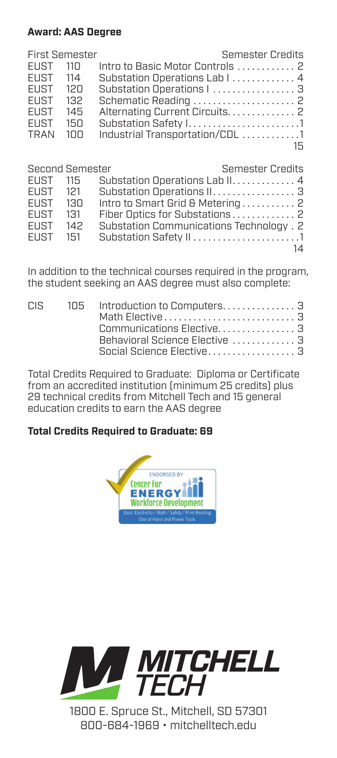**Award: AAS Degree**

| First Semester | | | Semester Credits |
|---|---|---|---|
| EUST | 110 | Intro to Basic Motor Controls | 2 |
| EUST | 114 | Substation Operations Lab I | 4 |
| EUST | 120 | Substation Operations I | 3 |
| EUST | 132 | Schematic Reading | 2 |
| EUST | 145 | Alternating Current Circuits | 2 |
| EUST | 150 | Substation Safety I | 1 |
| TRAN | 100 | Industrial Transportation/CDL | 1 |
| | | | 15 |

| Second Semester | | | Semester Credits |
|---|---|---|---|
| EUST | 115 | Substation Operations Lab II | 4 |
| EUST | 121 | Substation Operations II | 3 |
| EUST | 130 | Intro to Smart Grid & Metering | 2 |
| EUST | 131 | Fiber Optics for Substations | 2 |
| EUST | 142 | Substation Communications Technology | 2 |
| EUST | 151 | Substation Safety II | 1 |
| | | | 14 |

In addition to the technical courses required in the program, the student seeking an AAS degree must also complete:

| | | | |
|---|---|---|---|
| CIS | 105 | Introduction to Computers | 3 |
| | | Math Elective | 3 |
| | | Communications Elective | 3 |
| | | Behavioral Science Elective | 3 |
| | | Social Science Elective | 3 |

Total Credits Required to Graduate: Diploma or Certificate from an accredited institution (minimum 25 credits) plus 29 technical credits from Mitchell Tech and 15 general education credits to earn the AAS degree

**Total Credits Required to Graduate: 69**

ENDORSED BY Center For ENERGY Workforce Development
Basic Electricity / Math / Safety / Print Reading
Use of Hand and Power Tools

MITCHELL TECH

1800 E. Spruce St., Mitchell, SD 57301
800-684-1969 • mitchelltech.edu